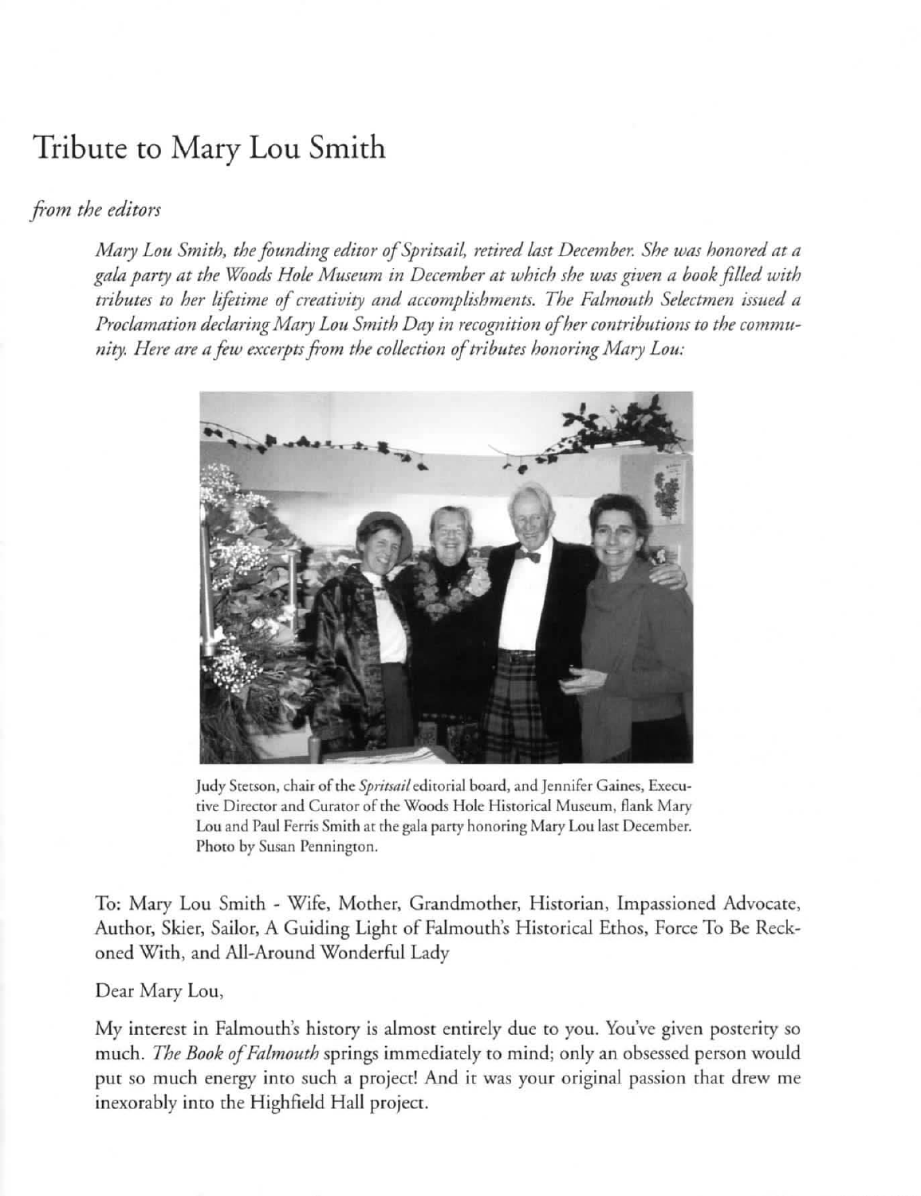# Tribute to Mary Lou Smith

*from the editors*

*Mary Lou Smith, the founding editor of Spritsail, retired last December. She was honored at a gala party at the Woods Hole Museum in December at which she was given a book filled with tributes to her lifetime of creativity and accomplishments. The Falmouth Selectmen issued a Proclamation declaring Mary Lou Smith Day in recognition of her contributions to the community. Here are a few excerpts from the collection of tributes honoring Mary Lou:*

Judy Stetson, chair of the *Spritsail* editorial board, and Jennifer Gaines, Executive Director and Curator of the Woods Hole Historical Museum, flank Mary Lou and Paul Ferris Smith at the gala party honoring Mary Lou last December. Photo by Susan Pennington.

To: Mary Lou Smith - Wife, Mother, Grandmother, Historian, Impassioned Advocate, Author, Skier, Sailor, A Guiding Light of Falmouth's Historical Ethos, Force To Be Reckoned With, and All-Around Wonderful Lady

Dear Mary Lou,

My interest in Falmouth's history is almost entirely due to you. You've given posterity so much. *The Book of Falmouth* springs immediately to mind; only an obsessed person would put so much energy into such a project! And it was your original passion that drew me inexorably into the Highfield Hall project.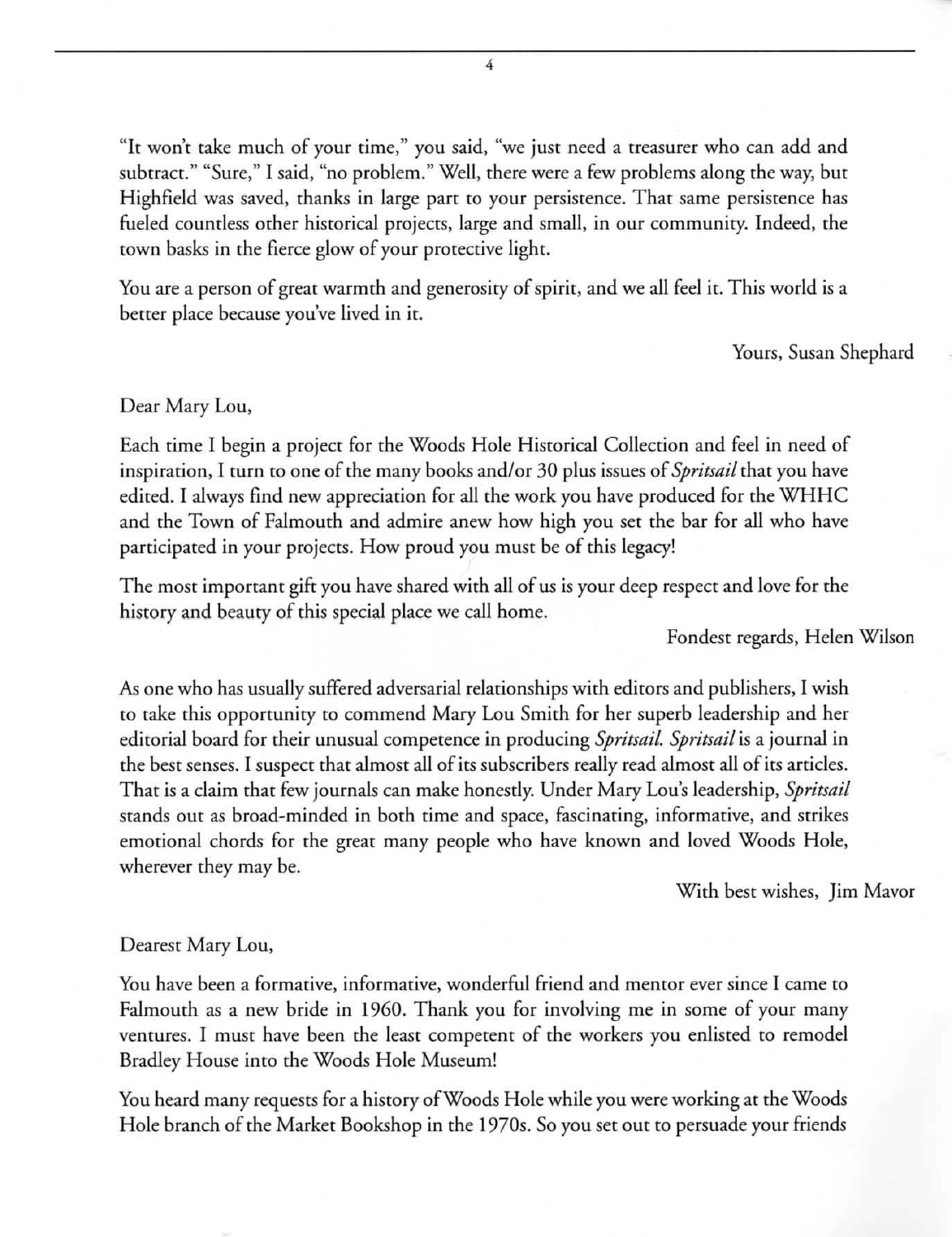"It won't take much of your time," you said, "we just need a treasurer who can add and subtract." "Sure," I said, "no problem." Well, there were a few problems along the way, but Highfield was saved, thanks in large part to your persistence. That same persistence has fueled countless other historical projects, large and small, in our community. Indeed, the town basks in the fierce glow of your protective light.

You are a person of great warmth and generosity of spirit, and we all feel it. This world is a better place because you've lived in it.

Yours, Susan Shephard

Dear Mary Lou,

Each time I begin a project for the Woods Hole Historical Collection and feel in need of inspiration, I turn to one of the many books and/or 30 plus issues of *Spritsail* that you have edited. I always find new appreciation for all the work you have produced for the WHHC and the Town of Falmouth and admire anew how high you set the bar for all who have participated in your projects. How proud you must be of this legacy!

The most important gift you have shared with all of us is your deep respect and love for the history and beauty of this special place we call home.

Fondest regards, Helen Wilson

As one who has usually suffered adversarial relationships with editors and publishers, I wish to take this opportunity to commend Mary Lou Smith for her superb leadership and her editorial board for their unusual competence in producing *Spritsail. Spritsail* is a journal in the best senses. I suspect that almost all of its subscribers really read almost all of its articles. That is a claim that few journals can make honestly. Under Mary Lou's leadership, *Spritsail* stands out as broad-minded in both time and space, fascinating, informative, and strikes emotional chords for the great many people who have known and loved Woods Hole, wherever they may be.

With best wishes, Jim Mavor

Dearest Mary Lou,

You have been a formative, informative, wonderful friend and mentor ever since I came to Falmouth as a new bride in 1960. Thank you for involving me in some of your many ventures. I must have been the least competent of the workers you enlisted to remodel Bradley House into the Woods Hole Museum!

You heard many requests for a history of Woods Hole while you were working at the Woods Hole branch of the Market Bookshop in the 1970s. So you set out to persuade your friends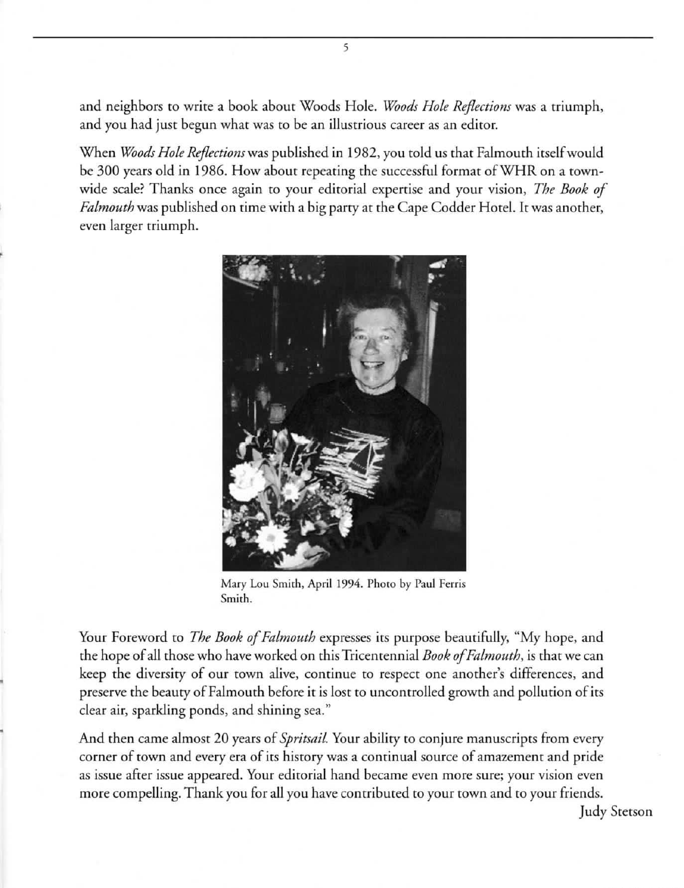and neighbors to write a book about Woods Hole. *Woods Hole Reflections* was a triumph, and you had just begun what was to be an illustrious career as an editor.

When *Woods Hole Reflections* was published in 1982, you told us that Falmouth itself would be 300 years old in 1986. How about repeating the successful format of WHR on a town-wide scale? Thanks once again to your editorial expertise and your vision, *The Book of Falmouth* was published on time with a big party at the Cape Codder Hotel. It was another, even larger triumph.

Mary Lou Smith, April 1994. Photo by Paul Ferris Smith.

Your Foreword to *The Book of Falmouth* expresses its purpose beautifully, "My hope, and the hope of all those who have worked on this Tricentennial *Book of Falmouth*, is that we can keep the diversity of our town alive, continue to respect one another's differences, and preserve the beauty of Falmouth before it is lost to uncontrolled growth and pollution of its clear air, sparkling ponds, and shining sea."

And then came almost 20 years of *Spritsail*. Your ability to conjure manuscripts from every corner of town and every era of its history was a continual source of amazement and pride as issue after issue appeared. Your editorial hand became even more sure; your vision even more compelling. Thank you for all you have contributed to your town and to your friends.

Judy Stetson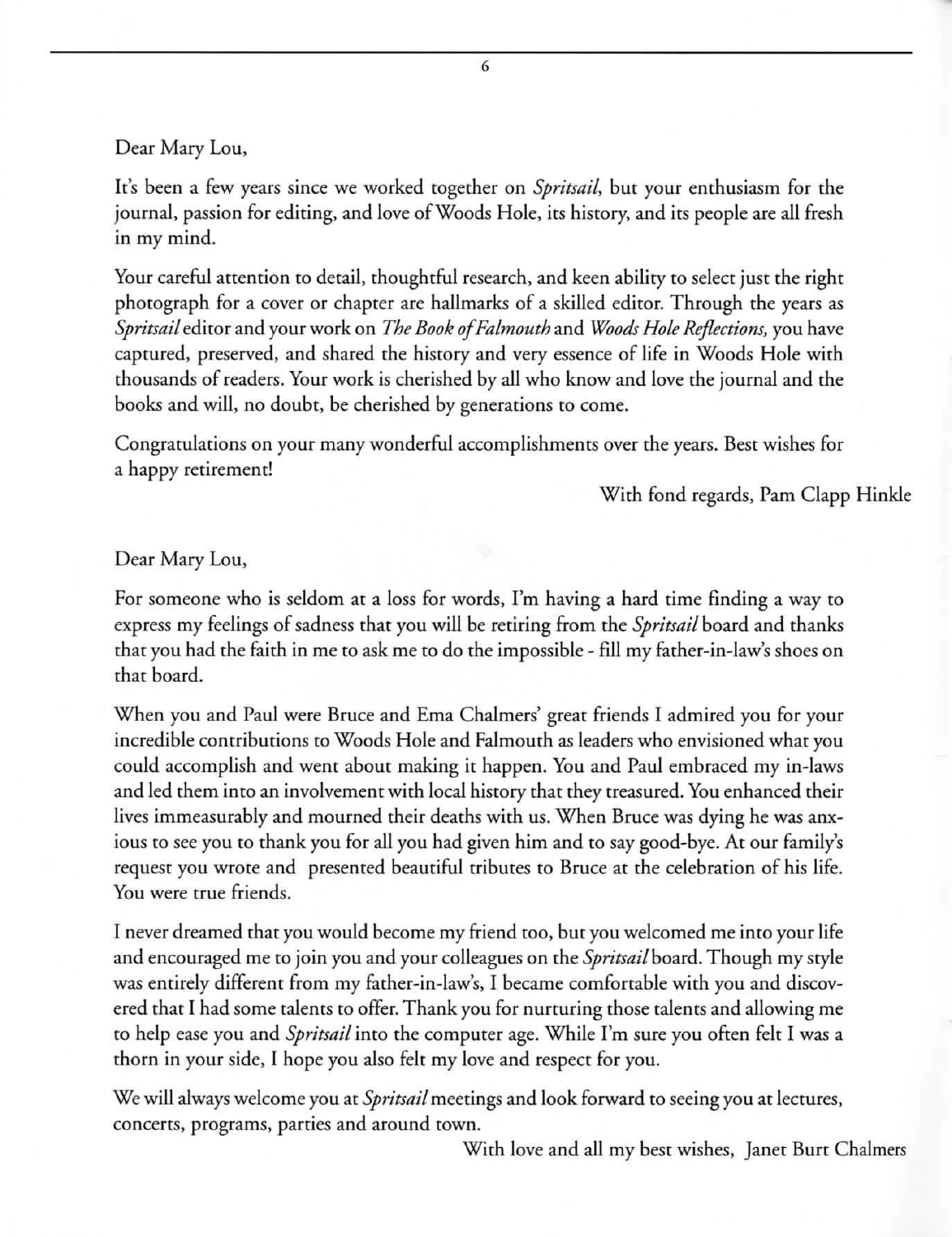Dear Mary Lou,

It's been a few years since we worked together on *Spritsail*, but your enthusiasm for the journal, passion for editing, and love of Woods Hole, its history, and its people are all fresh in my mind.

Your careful attention to detail, thoughtful research, and keen ability to select just the right photograph for a cover or chapter are hallmarks of a skilled editor. Through the years as *Spritsail* editor and your work on *The Book of Falmouth* and *Woods Hole Reflections*, you have captured, preserved, and shared the history and very essence of life in Woods Hole with thousands of readers. Your work is cherished by all who know and love the journal and the books and will, no doubt, be cherished by generations to come.

Congratulations on your many wonderful accomplishments over the years. Best wishes for a happy retirement!

With fond regards, Pam Clapp Hinkle

Dear Mary Lou,

For someone who is seldom at a loss for words, I'm having a hard time finding a way to express my feelings of sadness that you will be retiring from the *Spritsail* board and thanks that you had the faith in me to ask me to do the impossible - fill my father-in-law's shoes on that board.

When you and Paul were Bruce and Ema Chalmers' great friends I admired you for your incredible contributions to Woods Hole and Falmouth as leaders who envisioned what you could accomplish and went about making it happen. You and Paul embraced my in-laws and led them into an involvement with local history that they treasured. You enhanced their lives immeasurably and mourned their deaths with us. When Bruce was dying he was anxious to see you to thank you for all you had given him and to say good-bye. At our family's request you wrote and presented beautiful tributes to Bruce at the celebration of his life. You were true friends.

I never dreamed that you would become my friend too, but you welcomed me into your life and encouraged me to join you and your colleagues on the *Spritsail* board. Though my style was entirely different from my father-in-law's, I became comfortable with you and discovered that I had some talents to offer. Thank you for nurturing those talents and allowing me to help ease you and *Spritsail* into the computer age. While I'm sure you often felt I was a thorn in your side, I hope you also felt my love and respect for you.

We will always welcome you at *Spritsail* meetings and look forward to seeing you at lectures, concerts, programs, parties and around town.

With love and all my best wishes, Janet Burt Chalmers